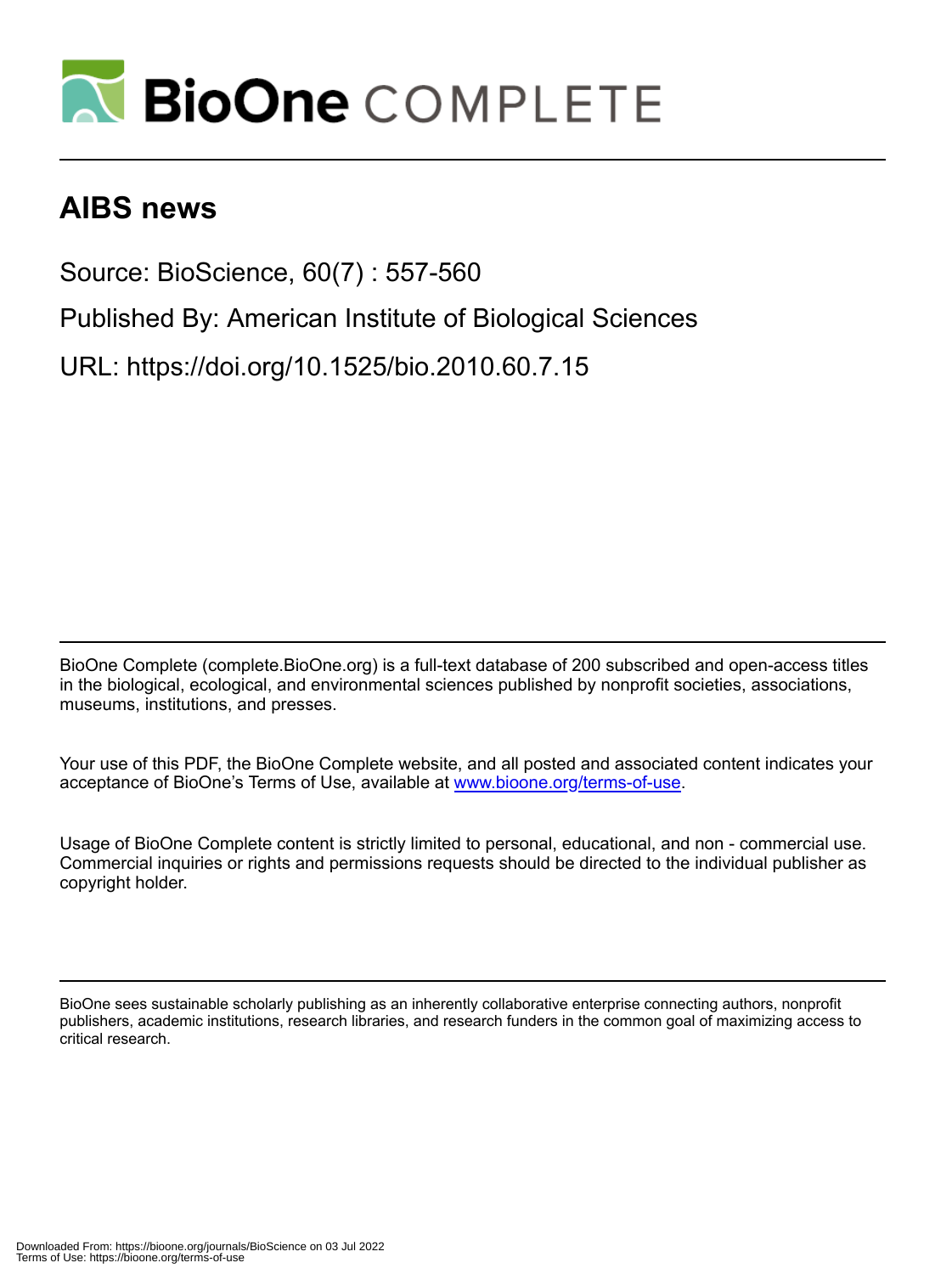# BioOne COMPLETE

# AIBS news

Source: BioScience, 60(7) : 557-560

Published By: American Institute of Biological Sciences

URL: https://doi.org/10.1525/bio.2010.60.7.15

BioOne Complete (complete.BioOne.org) is a full-text database of 200 subscribed and open-access titles in the biological, ecological, and environmental sciences published by nonprofit societies, associations, museums, institutions, and presses.

Your use of this PDF, the BioOne Complete website, and all posted and associated content indicates your acceptance of BioOne's Terms of Use, available at www.bioone.org/terms-of-use.

Usage of BioOne Complete content is strictly limited to personal, educational, and non - commercial use. Commercial inquiries or rights and permissions requests should be directed to the individual publisher as copyright holder.

BioOne sees sustainable scholarly publishing as an inherently collaborative enterprise connecting authors, nonprofit publishers, academic institutions, research libraries, and research funders in the common goal of maximizing access to critical research.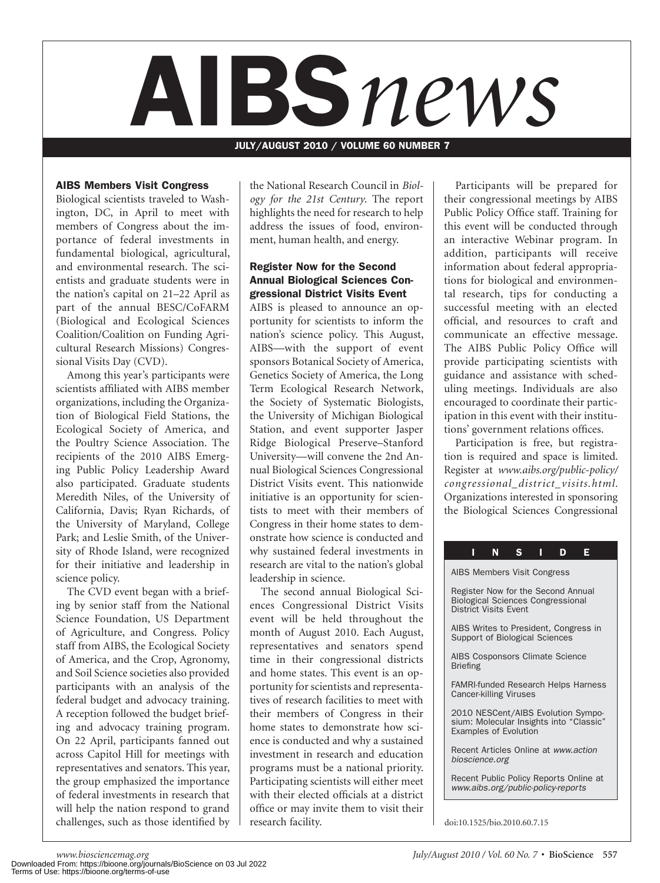# AIBS*news*

JULY/AUGUST 2010 / VOLUME 60 NUMBER 7

### AIBS Members Visit Congress

Biological scientists traveled to Washington, DC, in April to meet with members of Congress about the importance of federal investments in fundamental biological, agricultural, and environmental research. The scientists and graduate students were in the nation's capital on 21–22 April as part of the annual BESC/CoFARM (Biological and Ecological Sciences Coalition/Coalition on Funding Agricultural Research Missions) Congressional Visits Day (CVD).

Among this year's participants were scientists affiliated with AIBS member organizations, including the Organization of Biological Field Stations, the Ecological Society of America, and the Poultry Science Association. The recipients of the 2010 AIBS Emerging Public Policy Leadership Award also participated. Graduate students Meredith Niles, of the University of California, Davis; Ryan Richards, of the University of Maryland, College Park; and Leslie Smith, of the University of Rhode Island, were recognized for their initiative and leadership in science policy.

The CVD event began with a briefing by senior staff from the National Science Foundation, US Department of Agriculture, and Congress. Policy staff from AIBS, the Ecological Society of America, and the Crop, Agronomy, and Soil Science societies also provided participants with an analysis of the federal budget and advocacy training. A reception followed the budget briefing and advocacy training program. On 22 April, participants fanned out across Capitol Hill for meetings with representatives and senators. This year, the group emphasized the importance of federal investments in research that will help the nation respond to grand challenges, such as those identified by the National Research Council in *Biology for the 21st Century*. The report highlights the need for research to help address the issues of food, environment, human health, and energy.

### Register Now for the Second Annual Biological Sciences Congressional District Visits Event

AIBS is pleased to announce an opportunity for scientists to inform the nation's science policy. This August, AIBS—with the support of event sponsors Botanical Society of America, Genetics Society of America, the Long Term Ecological Research Network, the Society of Systematic Biologists, the University of Michigan Biological Station, and event supporter Jasper Ridge Biological Preserve–Stanford University—will convene the 2nd Annual Biological Sciences Congressional District Visits event. This nationwide initiative is an opportunity for scientists to meet with their members of Congress in their home states to demonstrate how science is conducted and why sustained federal investments in research are vital to the nation's global leadership in science.

The second annual Biological Sciences Congressional District Visits event will be held throughout the month of August 2010. Each August, representatives and senators spend time in their congressional districts and home states. This event is an opportunity for scientists and representatives of research facilities to meet with their members of Congress in their home states to demonstrate how science is conducted and why a sustained investment in research and education programs must be a national priority. Participating scientists will either meet with their elected officials at a district office or may invite them to visit their research facility.

Participants will be prepared for their congressional meetings by AIBS Public Policy Office staff. Training for this event will be conducted through an interactive Webinar program. In addition, participants will receive information about federal appropriations for biological and environmental research, tips for conducting a successful meeting with an elected official, and resources to craft and communicate an effective message. The AIBS Public Policy Office will provide participating scientists with guidance and assistance with scheduling meetings. Individuals are also encouraged to coordinate their participation in this event with their institutions' government relations offices.

Participation is free, but registration is required and space is limited. Register at *www.aibs.org/public-policy/congressional_district_visits.html.* Organizations interested in sponsoring the Biological Sciences Congressional

**INSIDE**

- AIBS Members Visit Congress
- Register Now for the Second Annual Biological Sciences Congressional District Visits Event
- AIBS Writes to President, Congress in Support of Biological Sciences
- AIBS Cosponsors Climate Science Briefing
- FAMRI-funded Research Helps Harness Cancer-killing Viruses
- 2010 NESCent/AIBS Evolution Symposium: Molecular Insights into "Classic" Examples of Evolution
- Recent Articles Online at *www.actionbioscience.org*
- Recent Public Policy Reports Online at *www.aibs.org/public-policy-reports*

doi:10.1525/bio.2010.60.7.15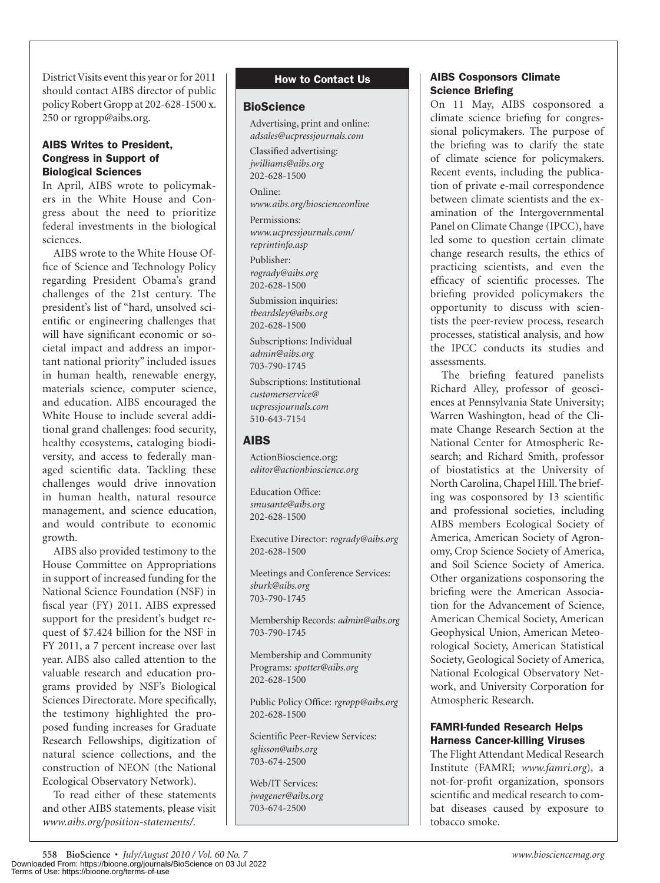District Visits event this year or for 2011 should contact AIBS director of public policy Robert Gropp at 202-628-1500 x. 250 or rgropp@aibs.org.

### AIBS Writes to President, Congress in Support of Biological Sciences

In April, AIBS wrote to policymakers in the White House and Congress about the need to prioritize federal investments in the biological sciences.

AIBS wrote to the White House Office of Science and Technology Policy regarding President Obama's grand challenges of the 21st century. The president's list of "hard, unsolved scientific or engineering challenges that will have significant economic or societal impact and address an important national priority" included issues in human health, renewable energy, materials science, computer science, and education. AIBS encouraged the White House to include several additional grand challenges: food security, healthy ecosystems, cataloging biodiversity, and access to federally managed scientific data. Tackling these challenges would drive innovation in human health, natural resource management, and science education, and would contribute to economic growth.

AIBS also provided testimony to the House Committee on Appropriations in support of increased funding for the National Science Foundation (NSF) in fiscal year (FY) 2011. AIBS expressed support for the president's budget request of $7.424 billion for the NSF in FY 2011, a 7 percent increase over last year. AIBS also called attention to the valuable research and education programs provided by NSF's Biological Sciences Directorate. More specifically, the testimony highlighted the proposed funding increases for Graduate Research Fellowships, digitization of natural science collections, and the construction of NEON (the National Ecological Observatory Network).

To read either of these statements and other AIBS statements, please visit *www.aibs.org/position-statements/*.

## How to Contact Us

### BioScience

Advertising, print and online:
*adsales@ucpressjournals.com*

Classified advertising:
*jwilliams@aibs.org*
202-628-1500

Online:
*www.aibs.org/bioscienceonline*

Permissions:
*www.ucpressjournals.com/reprintinfo.asp*

Publisher:
*rogrady@aibs.org*
202-628-1500

Submission inquiries:
*tbeardsley@aibs.org*
202-628-1500

Subscriptions: Individual
*admin@aibs.org*
703-790-1745

Subscriptions: Institutional
*customerservice@ucpressjournals.com*
510-643-7154

### AIBS

ActionBioscience.org:
*editor@actionbioscience.org*

Education Office:
*smusante@aibs.org*
202-628-1500

Executive Director: *rogrady@aibs.org*
202-628-1500

Meetings and Conference Services:
*sburk@aibs.org*
703-790-1745

Membership Records: *admin@aibs.org*
703-790-1745

Membership and Community Programs: *spotter@aibs.org*
202-628-1500

Public Policy Office: *rgropp@aibs.org*
202-628-1500

Scientific Peer-Review Services:
*sglisson@aibs.org*
703-674-2500

Web/IT Services:
*jwagener@aibs.org*
703-674-2500

### AIBS Cosponsors Climate Science Briefing

On 11 May, AIBS cosponsored a climate science briefing for congressional policymakers. The purpose of the briefing was to clarify the state of climate science for policymakers. Recent events, including the publication of private e-mail correspondence between climate scientists and the examination of the Intergovernmental Panel on Climate Change (IPCC), have led some to question certain climate change research results, the ethics of practicing scientists, and even the efficacy of scientific processes. The briefing provided policymakers the opportunity to discuss with scientists the peer-review process, research processes, statistical analysis, and how the IPCC conducts its studies and assessments.

The briefing featured panelists Richard Alley, professor of geosciences at Pennsylvania State University; Warren Washington, head of the Climate Change Research Section at the National Center for Atmospheric Research; and Richard Smith, professor of biostatistics at the University of North Carolina, Chapel Hill. The briefing was cosponsored by 13 scientific and professional societies, including AIBS members Ecological Society of America, American Society of Agronomy, Crop Science Society of America, and Soil Science Society of America. Other organizations cosponsoring the briefing were the American Association for the Advancement of Science, American Chemical Society, American Geophysical Union, American Meteorological Society, American Statistical Society, Geological Society of America, National Ecological Observatory Network, and University Corporation for Atmospheric Research.

### FAMRI-funded Research Helps Harness Cancer-killing Viruses

The Flight Attendant Medical Research Institute (FAMRI; *www.famri.org*), a not-for-profit organization, sponsors scientific and medical research to combat diseases caused by exposure to tobacco smoke.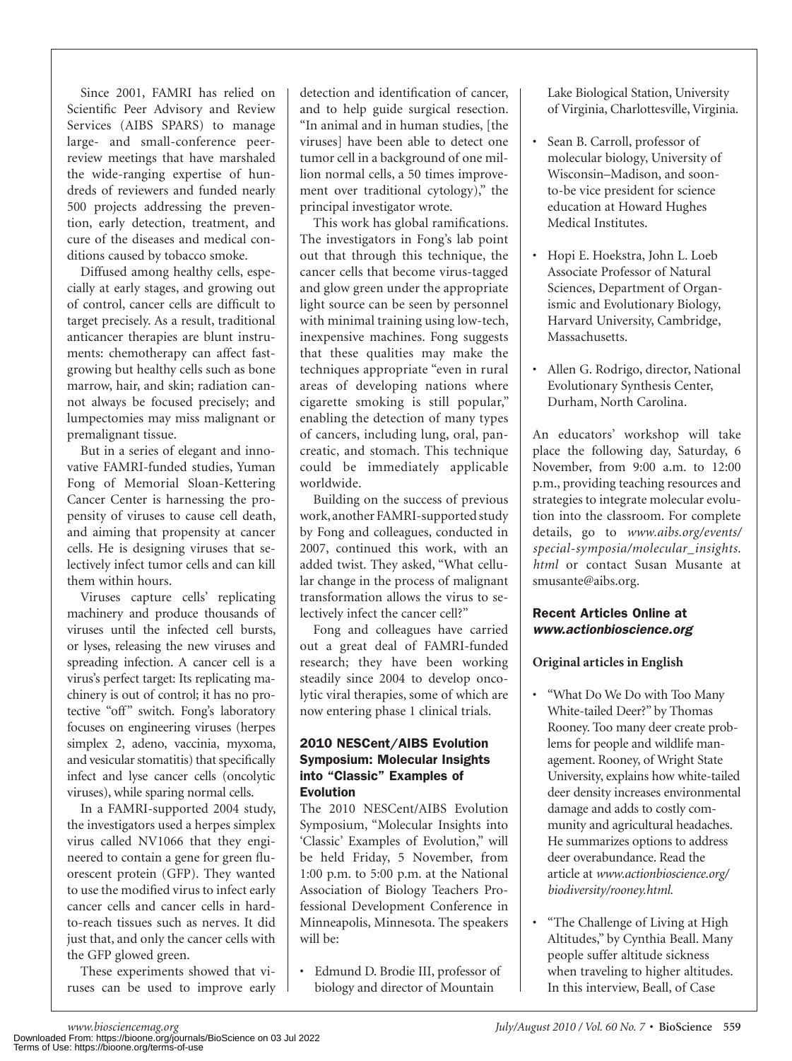Since 2001, FAMRI has relied on Scientific Peer Advisory and Review Services (AIBS SPARS) to manage large- and small-conference peer-review meetings that have marshaled the wide-ranging expertise of hundreds of reviewers and funded nearly 500 projects addressing the prevention, early detection, treatment, and cure of the diseases and medical conditions caused by tobacco smoke.

Diffused among healthy cells, especially at early stages, and growing out of control, cancer cells are difficult to target precisely. As a result, traditional anticancer therapies are blunt instruments: chemotherapy can affect fast-growing but healthy cells such as bone marrow, hair, and skin; radiation cannot always be focused precisely; and lumpectomies may miss malignant or premalignant tissue.

But in a series of elegant and innovative FAMRI-funded studies, Yuman Fong of Memorial Sloan-Kettering Cancer Center is harnessing the propensity of viruses to cause cell death, and aiming that propensity at cancer cells. He is designing viruses that selectively infect tumor cells and can kill them within hours.

Viruses capture cells' replicating machinery and produce thousands of viruses until the infected cell bursts, or lyses, releasing the new viruses and spreading infection. A cancer cell is a virus's perfect target: Its replicating machinery is out of control; it has no protective "off" switch. Fong's laboratory focuses on engineering viruses (herpes simplex 2, adeno, vaccinia, myxoma, and vesicular stomatitis) that specifically infect and lyse cancer cells (oncolytic viruses), while sparing normal cells.

In a FAMRI-supported 2004 study, the investigators used a herpes simplex virus called NV1066 that they engineered to contain a gene for green fluorescent protein (GFP). They wanted to use the modified virus to infect early cancer cells and cancer cells in hard-to-reach tissues such as nerves. It did just that, and only the cancer cells with the GFP glowed green.

These experiments showed that viruses can be used to improve early detection and identification of cancer, and to help guide surgical resection. "In animal and in human studies, [the viruses] have been able to detect one tumor cell in a background of one million normal cells, a 50 times improvement over traditional cytology)," the principal investigator wrote.

This work has global ramifications. The investigators in Fong's lab point out that through this technique, the cancer cells that become virus-tagged and glow green under the appropriate light source can be seen by personnel with minimal training using low-tech, inexpensive machines. Fong suggests that these qualities may make the techniques appropriate "even in rural areas of developing nations where cigarette smoking is still popular," enabling the detection of many types of cancers, including lung, oral, pancreatic, and stomach. This technique could be immediately applicable worldwide.

Building on the success of previous work, another FAMRI-supported study by Fong and colleagues, conducted in 2007, continued this work, with an added twist. They asked, "What cellular change in the process of malignant transformation allows the virus to selectively infect the cancer cell?"

Fong and colleagues have carried out a great deal of FAMRI-funded research; they have been working steadily since 2004 to develop oncolytic viral therapies, some of which are now entering phase 1 clinical trials.

## 2010 NESCent/AIBS Evolution Symposium: Molecular Insights into "Classic" Examples of Evolution

The 2010 NESCent/AIBS Evolution Symposium, "Molecular Insights into 'Classic' Examples of Evolution," will be held Friday, 5 November, from 1:00 p.m. to 5:00 p.m. at the National Association of Biology Teachers Professional Development Conference in Minneapolis, Minnesota. The speakers will be:

- Edmund D. Brodie III, professor of biology and director of Mountain Lake Biological Station, University of Virginia, Charlottesville, Virginia.
- Sean B. Carroll, professor of molecular biology, University of Wisconsin–Madison, and soon-to-be vice president for science education at Howard Hughes Medical Institutes.
- Hopi E. Hoekstra, John L. Loeb Associate Professor of Natural Sciences, Department of Organismic and Evolutionary Biology, Harvard University, Cambridge, Massachusetts.
- Allen G. Rodrigo, director, National Evolutionary Synthesis Center, Durham, North Carolina.

An educators' workshop will take place the following day, Saturday, 6 November, from 9:00 a.m. to 12:00 p.m., providing teaching resources and strategies to integrate molecular evolution into the classroom. For complete details, go to *www.aibs.org/events/special-symposia/molecular_insights.html* or contact Susan Musante at smusante@aibs.org.

## Recent Articles Online at *www.actionbioscience.org*

**Original articles in English**

- "What Do We Do with Too Many White-tailed Deer?" by Thomas Rooney. Too many deer create problems for people and wildlife management. Rooney, of Wright State University, explains how white-tailed deer density increases environmental damage and adds to costly community and agricultural headaches. He summarizes options to address deer overabundance. Read the article at *www.actionbioscience.org/biodiversity/rooney.html.*
- "The Challenge of Living at High Altitudes," by Cynthia Beall. Many people suffer altitude sickness when traveling to higher altitudes. In this interview, Beall, of Case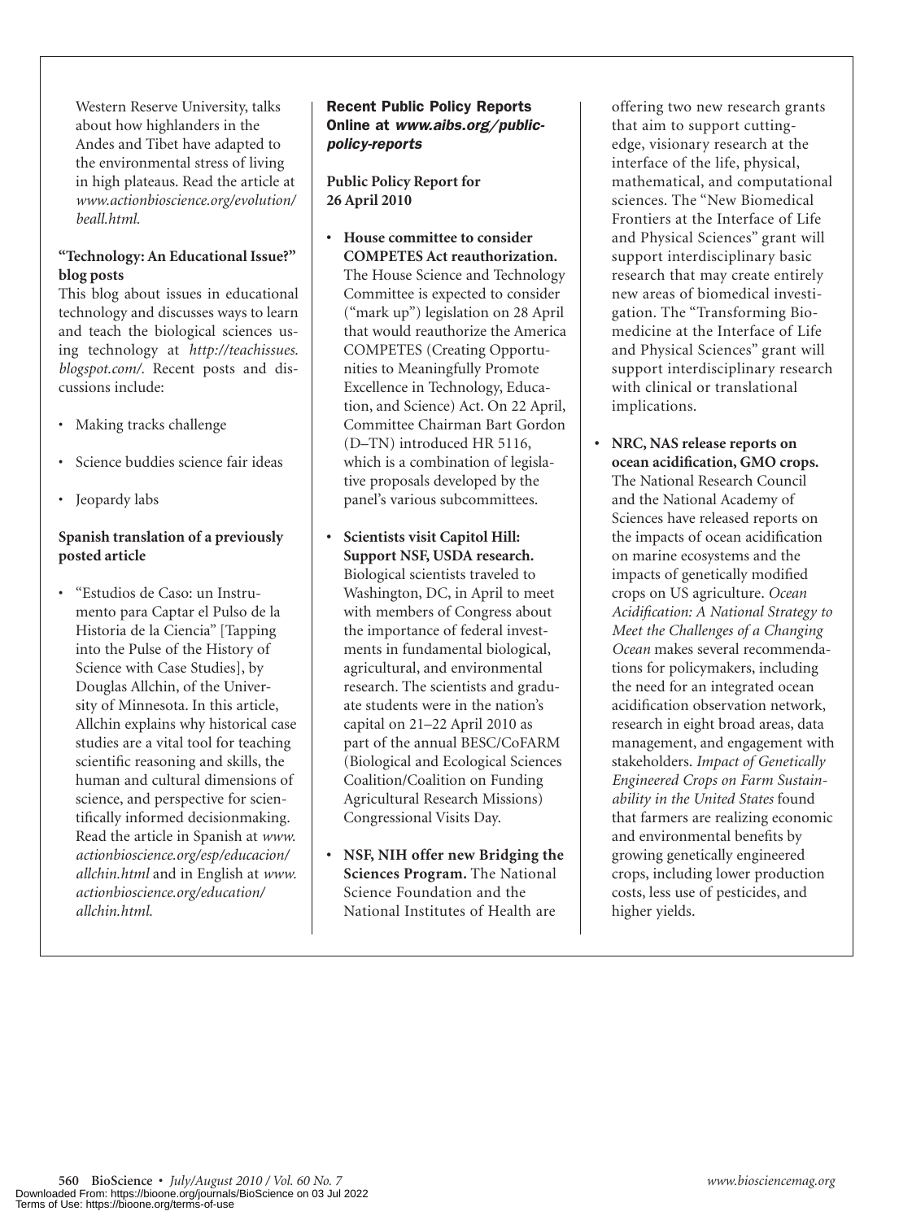Western Reserve University, talks about how highlanders in the Andes and Tibet have adapted to the environmental stress of living in high plateaus. Read the article at *www.actionbioscience.org/evolution/beall.html.*

**"Technology: An Educational Issue?" blog posts**

This blog about issues in educational technology and discusses ways to learn and teach the biological sciences using technology at *http://teachissues.blogspot.com/.* Recent posts and discussions include:

- Making tracks challenge
- Science buddies science fair ideas
- Jeopardy labs

**Spanish translation of a previously posted article**

- "Estudios de Caso: un Instrumento para Captar el Pulso de la Historia de la Ciencia" [Tapping into the Pulse of the History of Science with Case Studies], by Douglas Allchin, of the University of Minnesota. In this article, Allchin explains why historical case studies are a vital tool for teaching scientific reasoning and skills, the human and cultural dimensions of science, and perspective for scientifically informed decisionmaking. Read the article in Spanish at *www.actionbioscience.org/esp/educacion/allchin.html* and in English at *www.actionbioscience.org/education/allchin.html.*

## Recent Public Policy Reports Online at *www.aibs.org/public-policy-reports*

**Public Policy Report for 26 April 2010**

- **House committee to consider COMPETES Act reauthorization.** The House Science and Technology Committee is expected to consider ("mark up") legislation on 28 April that would reauthorize the America COMPETES (Creating Opportunities to Meaningfully Promote Excellence in Technology, Education, and Science) Act. On 22 April, Committee Chairman Bart Gordon (D–TN) introduced HR 5116, which is a combination of legislative proposals developed by the panel's various subcommittees.
- **Scientists visit Capitol Hill: Support NSF, USDA research.** Biological scientists traveled to Washington, DC, in April to meet with members of Congress about the importance of federal investments in fundamental biological, agricultural, and environmental research. The scientists and graduate students were in the nation's capital on 21–22 April 2010 as part of the annual BESC/CoFARM (Biological and Ecological Sciences Coalition/Coalition on Funding Agricultural Research Missions) Congressional Visits Day.
- **NSF, NIH offer new Bridging the Sciences Program.** The National Science Foundation and the National Institutes of Health are offering two new research grants that aim to support cutting-edge, visionary research at the interface of the life, physical, mathematical, and computational sciences. The "New Biomedical Frontiers at the Interface of Life and Physical Sciences" grant will support interdisciplinary basic research that may create entirely new areas of biomedical investigation. The "Transforming Biomedicine at the Interface of Life and Physical Sciences" grant will support interdisciplinary research with clinical or translational implications.
- **NRC, NAS release reports on ocean acidification, GMO crops.** The National Research Council and the National Academy of Sciences have released reports on the impacts of ocean acidification on marine ecosystems and the impacts of genetically modified crops on US agriculture. *Ocean Acidification: A National Strategy to Meet the Challenges of a Changing Ocean* makes several recommendations for policymakers, including the need for an integrated ocean acidification observation network, research in eight broad areas, data management, and engagement with stakeholders. *Impact of Genetically Engineered Crops on Farm Sustainability in the United States* found that farmers are realizing economic and environmental benefits by growing genetically engineered crops, including lower production costs, less use of pesticides, and higher yields.